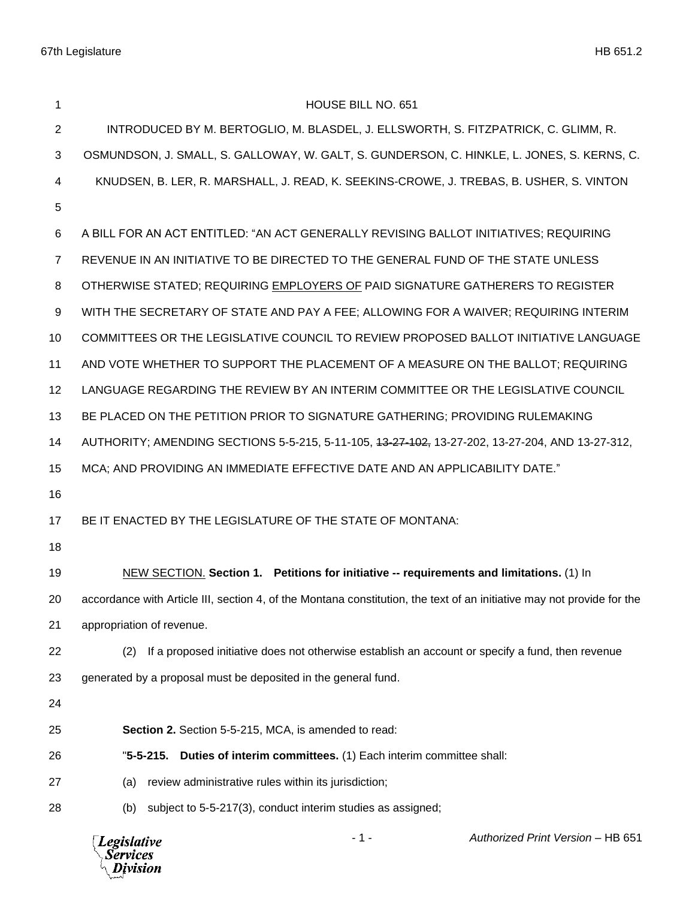HOUSE BILL NO. 651

INTRODUCED BY M. BERTOGLIO, M. BLASDEL, J. ELLSWORTH, S. FITZPATRICK, C. GLIMM, R. OSMUNDSON, J. SMALL, S. GALLOWAY, W. GALT, S. GUNDERSON, C. HINKLE, L. JONES, S. KERNS, C. KNUDSEN, B. LER, R. MARSHALL, J. READ, K. SEEKINS-CROWE, J. TREBAS, B. USHER, S. VINTON

A BILL FOR AN ACT ENTITLED: "AN ACT GENERALLY REVISING BALLOT INITIATIVES; REQUIRING REVENUE IN AN INITIATIVE TO BE DIRECTED TO THE GENERAL FUND OF THE STATE UNLESS OTHERWISE STATED; REQUIRING <u>EMPLOYERS OF</u> PAID SIGNATURE GATHERERS TO REGISTER WITH THE SECRETARY OF STATE AND PAY A FEE; ALLOWING FOR A WAIVER; REQUIRING INTERIM COMMITTEES OR THE LEGISLATIVE COUNCIL TO REVIEW PROPOSED BALLOT INITIATIVE LANGUAGE AND VOTE WHETHER TO SUPPORT THE PLACEMENT OF A MEASURE ON THE BALLOT; REQUIRING LANGUAGE REGARDING THE REVIEW BY AN INTERIM COMMITTEE OR THE LEGISLATIVE COUNCIL BE PLACED ON THE PETITION PRIOR TO SIGNATURE GATHERING; PROVIDING RULEMAKING AUTHORITY; AMENDING SECTIONS 5-5-215, 5-11-105, ~~13-27-102,~~ 13-27-202, 13-27-204, AND 13-27-312, MCA; AND PROVIDING AN IMMEDIATE EFFECTIVE DATE AND AN APPLICABILITY DATE."

BE IT ENACTED BY THE LEGISLATURE OF THE STATE OF MONTANA:

<u>NEW SECTION.</u> **Section 1. Petitions for initiative -- requirements and limitations.** (1) In accordance with Article III, section 4, of the Montana constitution, the text of an initiative may not provide for the appropriation of revenue.

(2) If a proposed initiative does not otherwise establish an account or specify a fund, then revenue generated by a proposal must be deposited in the general fund.

**Section 2.** Section 5-5-215, MCA, is amended to read:

"**5-5-215. Duties of interim committees.** (1) Each interim committee shall:

(a) review administrative rules within its jurisdiction;

(b) subject to 5-5-217(3), conduct interim studies as assigned;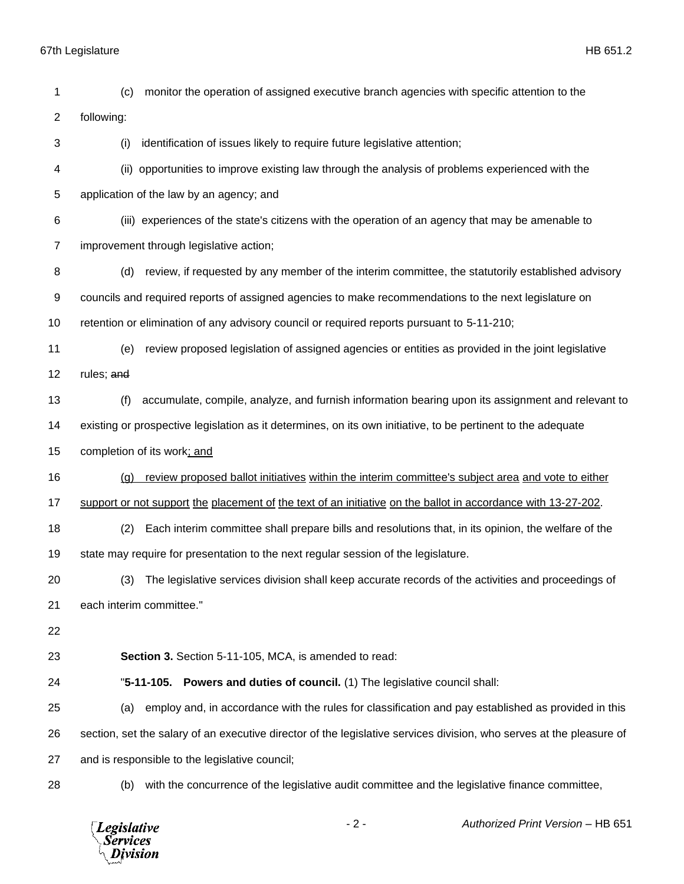(c) monitor the operation of assigned executive branch agencies with specific attention to the following:

(i) identification of issues likely to require future legislative attention;

(ii) opportunities to improve existing law through the analysis of problems experienced with the application of the law by an agency; and

(iii) experiences of the state's citizens with the operation of an agency that may be amenable to improvement through legislative action;

(d) review, if requested by any member of the interim committee, the statutorily established advisory councils and required reports of assigned agencies to make recommendations to the next legislature on retention or elimination of any advisory council or required reports pursuant to 5-11-210;

(e) review proposed legislation of assigned agencies or entities as provided in the joint legislative rules; ~~and~~

(f) accumulate, compile, analyze, and furnish information bearing upon its assignment and relevant to existing or prospective legislation as it determines, on its own initiative, to be pertinent to the adequate completion of its work; and

(g) review proposed ballot initiatives within the interim committee's subject area and vote to either support or not support the placement of the text of an initiative on the ballot in accordance with 13-27-202.

(2) Each interim committee shall prepare bills and resolutions that, in its opinion, the welfare of the state may require for presentation to the next regular session of the legislature.

(3) The legislative services division shall keep accurate records of the activities and proceedings of each interim committee."

**Section 3.** Section 5-11-105, MCA, is amended to read:

"**5-11-105. Powers and duties of council.** (1) The legislative council shall:

(a) employ and, in accordance with the rules for classification and pay established as provided in this section, set the salary of an executive director of the legislative services division, who serves at the pleasure of and is responsible to the legislative council;

(b) with the concurrence of the legislative audit committee and the legislative finance committee,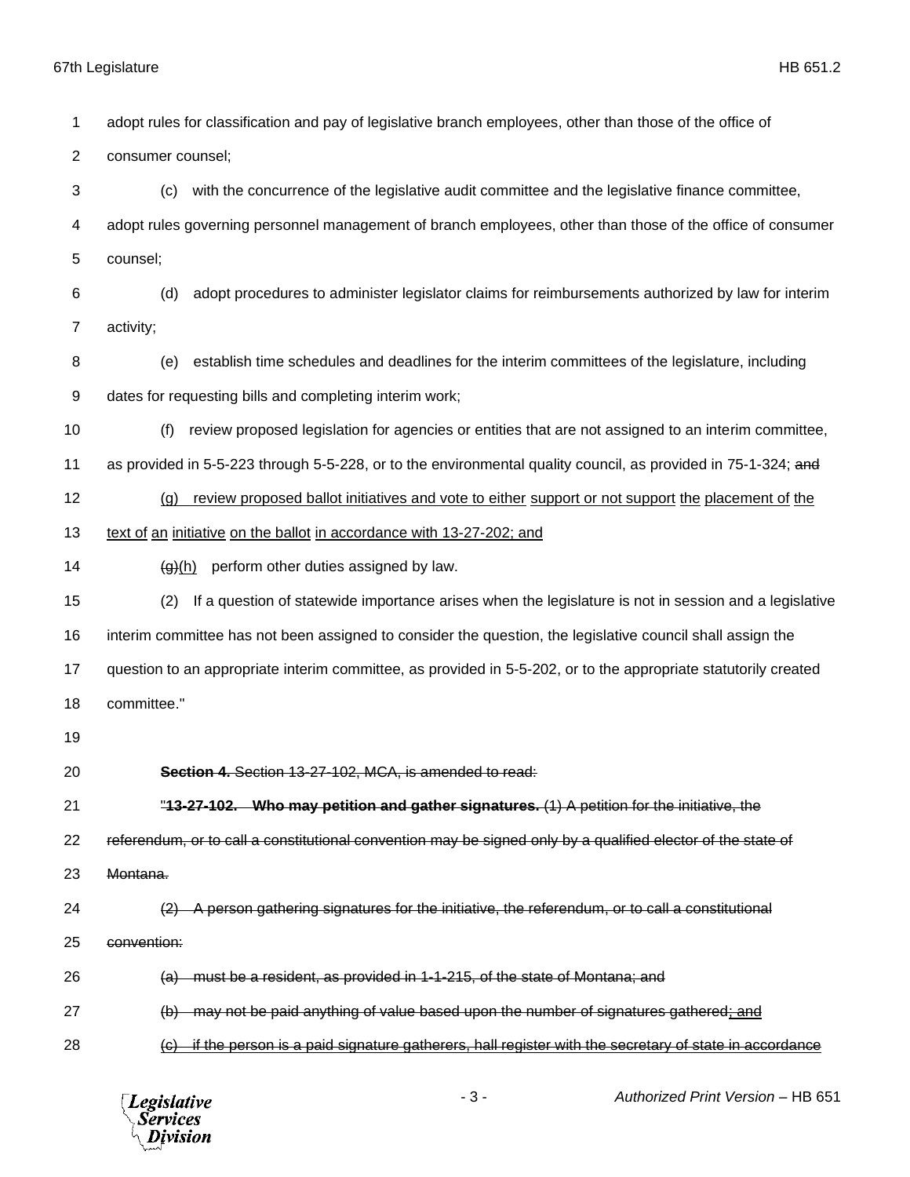adopt rules for classification and pay of legislative branch employees, other than those of the office of consumer counsel;

(c) with the concurrence of the legislative audit committee and the legislative finance committee, adopt rules governing personnel management of branch employees, other than those of the office of consumer counsel;

(d) adopt procedures to administer legislator claims for reimbursements authorized by law for interim activity;

(e) establish time schedules and deadlines for the interim committees of the legislature, including dates for requesting bills and completing interim work;

(f) review proposed legislation for agencies or entities that are not assigned to an interim committee, as provided in 5-5-223 through 5-5-228, or to the environmental quality council, as provided in 75-1-324; ~~and~~

<u>(g) review proposed ballot initiatives and vote to either support or not support the placement of the text of an initiative on the ballot in accordance with 13-27-202; and</u>

~~(g)~~<u>(h)</u> perform other duties assigned by law.

(2) If a question of statewide importance arises when the legislature is not in session and a legislative interim committee has not been assigned to consider the question, the legislative council shall assign the question to an appropriate interim committee, as provided in 5-5-202, or to the appropriate statutorily created committee."

~~**Section 4.** Section 13-27-102, MCA, is amended to read:~~

~~"**13-27-102. Who may petition and gather signatures.** (1) A petition for the initiative, the referendum, or to call a constitutional convention may be signed only by a qualified elector of the state of Montana.~~

~~(2) A person gathering signatures for the initiative, the referendum, or to call a constitutional convention:~~

~~(a) must be a resident, as provided in 1-1-215, of the state of Montana; and~~

~~(b) may not be paid anything of value based upon the number of signatures gathered; and~~

~~(c) if the person is a paid signature gatherers, hall register with the secretary of state in accordance~~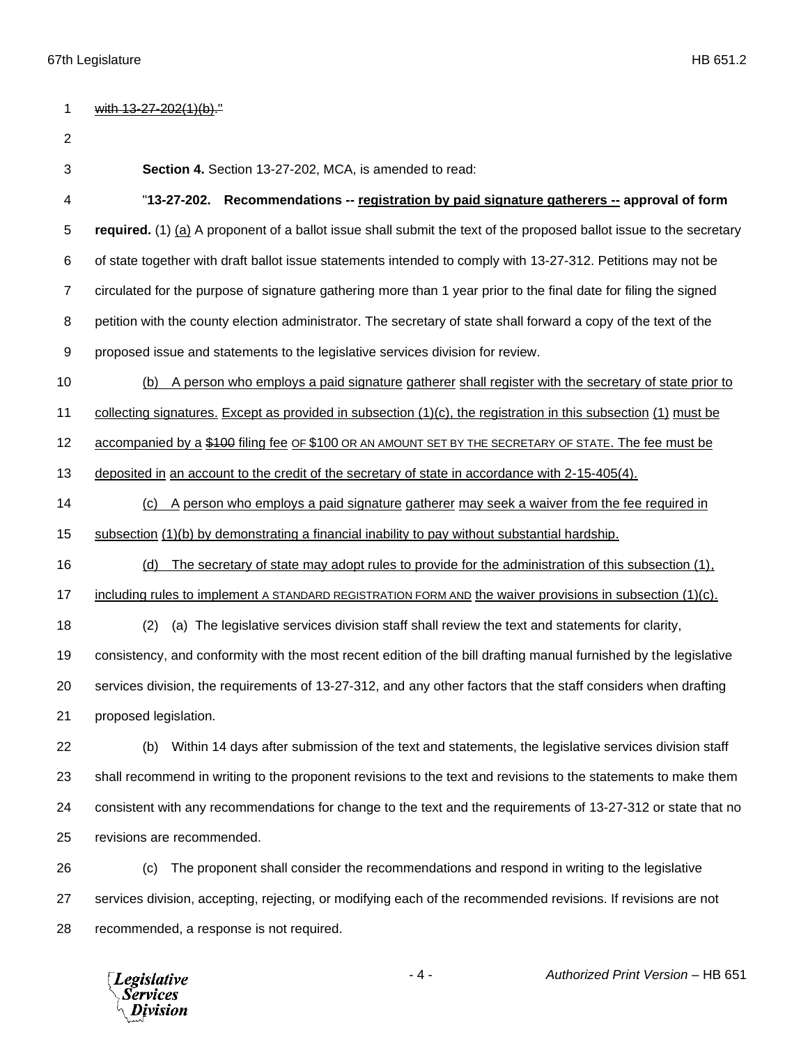with 13-27-202(1)(b)."

**Section 4.** Section 13-27-202, MCA, is amended to read:

"**13-27-202. Recommendations -- registration by paid signature gatherers -- approval of form required.** (1) (a) A proponent of a ballot issue shall submit the text of the proposed ballot issue to the secretary of state together with draft ballot issue statements intended to comply with 13-27-312. Petitions may not be circulated for the purpose of signature gathering more than 1 year prior to the final date for filing the signed petition with the county election administrator. The secretary of state shall forward a copy of the text of the proposed issue and statements to the legislative services division for review.

(b) A person who employs a paid signature gatherer shall register with the secretary of state prior to collecting signatures. Except as provided in subsection (1)(c), the registration in this subsection (1) must be accompanied by a $100 filing fee OF $100 OR AN AMOUNT SET BY THE SECRETARY OF STATE. The fee must be deposited in an account to the credit of the secretary of state in accordance with 2-15-405(4).

(c) A person who employs a paid signature gatherer may seek a waiver from the fee required in subsection (1)(b) by demonstrating a financial inability to pay without substantial hardship.

(d) The secretary of state may adopt rules to provide for the administration of this subsection (1), including rules to implement A STANDARD REGISTRATION FORM AND the waiver provisions in subsection (1)(c).

(2) (a) The legislative services division staff shall review the text and statements for clarity, consistency, and conformity with the most recent edition of the bill drafting manual furnished by the legislative services division, the requirements of 13-27-312, and any other factors that the staff considers when drafting proposed legislation.

(b) Within 14 days after submission of the text and statements, the legislative services division staff shall recommend in writing to the proponent revisions to the text and revisions to the statements to make them consistent with any recommendations for change to the text and the requirements of 13-27-312 or state that no revisions are recommended.

(c) The proponent shall consider the recommendations and respond in writing to the legislative services division, accepting, rejecting, or modifying each of the recommended revisions. If revisions are not recommended, a response is not required.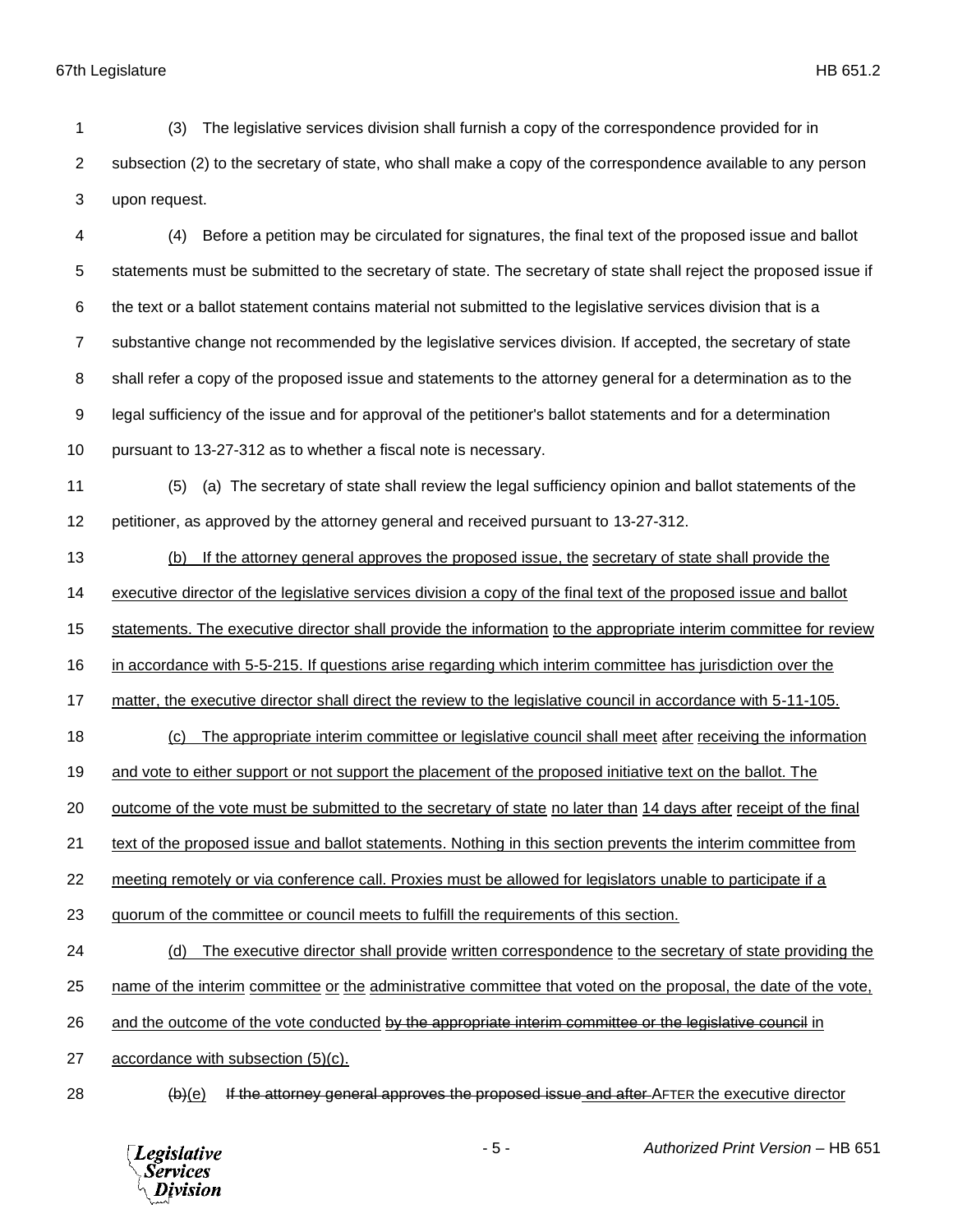1 (3) The legislative services division shall furnish a copy of the correspondence provided for in

2 subsection (2) to the secretary of state, who shall make a copy of the correspondence available to any person

3 upon request.

4 (4) Before a petition may be circulated for signatures, the final text of the proposed issue and ballot

5 statements must be submitted to the secretary of state. The secretary of state shall reject the proposed issue if

6 the text or a ballot statement contains material not submitted to the legislative services division that is a

7 substantive change not recommended by the legislative services division. If accepted, the secretary of state

8 shall refer a copy of the proposed issue and statements to the attorney general for a determination as to the

9 legal sufficiency of the issue and for approval of the petitioner's ballot statements and for a determination

10 pursuant to 13-27-312 as to whether a fiscal note is necessary.

11 (5) (a) The secretary of state shall review the legal sufficiency opinion and ballot statements of the

12 petitioner, as approved by the attorney general and received pursuant to 13-27-312.

13 <u>(b) If the attorney general approves the proposed issue, the</u> <u>secretary of state shall provide the</u>

14 <u>executive director of the legislative services division a copy of the final text of the proposed issue and ballot</u>

15 <u>statements. The executive director shall provide the information</u> <u>to the appropriate interim committee for review</u>

16 <u>in accordance with 5-5-215. If questions arise regarding which interim committee has jurisdiction over the</u>

17 <u>matter, the executive director shall direct the review to the legislative council in accordance with 5-11-105.</u>

18 <u>(c) The appropriate interim committee or legislative council shall meet</u> <u>after</u> <u>receiving the information</u>

19 <u>and vote to either support or not support the placement of the proposed initiative text on the ballot. The</u>

20 <u>outcome of the vote must be submitted to the secretary of state</u> <u>no later than</u> <u>14 days after</u> <u>receipt of the final</u>

21 <u>text of the proposed issue and ballot statements. Nothing in this section prevents the interim committee from</u>

22 <u>meeting remotely or via conference call. Proxies must be allowed for legislators unable to participate if a</u>

23 <u>quorum of the committee or council meets to fulfill the requirements of this section.</u>

24 <u>(d) The executive director shall provide</u> <u>written correspondence</u> <u>to the secretary of state providing the</u>

25 <u>name of the interim</u> <u>committee</u> <u>or</u> <u>the</u> <u>administrative committee that voted on the proposal, the date of the vote,</u>

26 <u>and the outcome of the vote conducted</u> ~~by the appropriate interim committee or the legislative council~~ <u>in</u>

27 <u>accordance with subsection (5)(c).</u>

28 ~~(b)~~<u>(e)</u> ~~If the attorney general approves the proposed issue~~ ~~and after~~ AFTER the executive director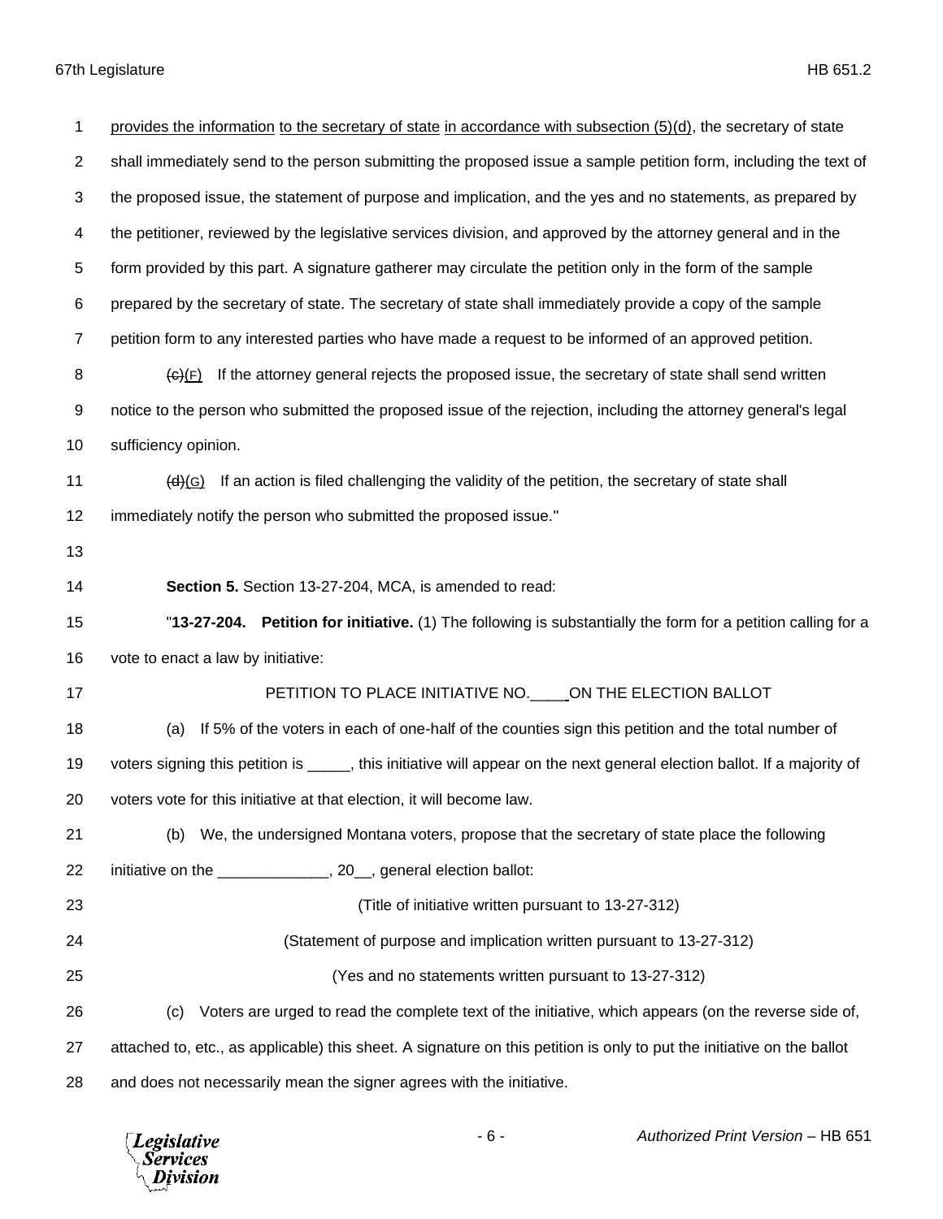provides the information to the secretary of state in accordance with subsection (5)(d), the secretary of state shall immediately send to the person submitting the proposed issue a sample petition form, including the text of the proposed issue, the statement of purpose and implication, and the yes and no statements, as prepared by the petitioner, reviewed by the legislative services division, and approved by the attorney general and in the form provided by this part. A signature gatherer may circulate the petition only in the form of the sample prepared by the secretary of state. The secretary of state shall immediately provide a copy of the sample petition form to any interested parties who have made a request to be informed of an approved petition.

~~(c)~~(F) If the attorney general rejects the proposed issue, the secretary of state shall send written notice to the person who submitted the proposed issue of the rejection, including the attorney general's legal sufficiency opinion.

~~(d)~~(G) If an action is filed challenging the validity of the petition, the secretary of state shall immediately notify the person who submitted the proposed issue."

**Section 5.** Section 13-27-204, MCA, is amended to read:

"**13-27-204. Petition for initiative.** (1) The following is substantially the form for a petition calling for a vote to enact a law by initiative:

PETITION TO PLACE INITIATIVE NO.____ ON THE ELECTION BALLOT

(a) If 5% of the voters in each of one-half of the counties sign this petition and the total number of voters signing this petition is _____, this initiative will appear on the next general election ballot. If a majority of voters vote for this initiative at that election, it will become law.

(b) We, the undersigned Montana voters, propose that the secretary of state place the following initiative on the _____________, 20__, general election ballot:

(Title of initiative written pursuant to 13-27-312)

(Statement of purpose and implication written pursuant to 13-27-312)

(Yes and no statements written pursuant to 13-27-312)

(c) Voters are urged to read the complete text of the initiative, which appears (on the reverse side of, attached to, etc., as applicable) this sheet. A signature on this petition is only to put the initiative on the ballot and does not necessarily mean the signer agrees with the initiative.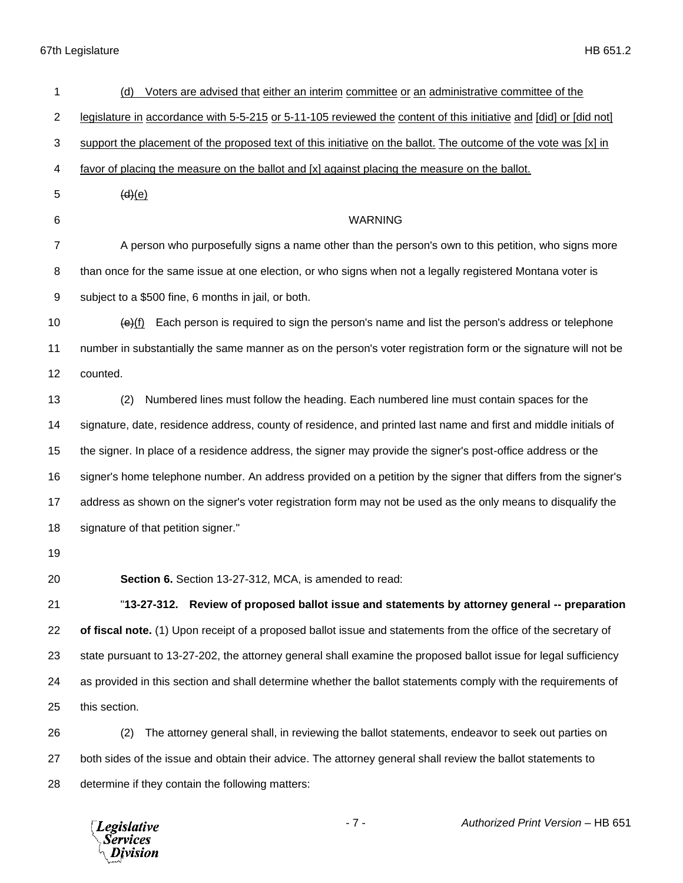(d) Voters are advised that either an interim committee or an administrative committee of the legislature in accordance with 5-5-215 or 5-11-105 reviewed the content of this initiative and [did] or [did not] support the placement of the proposed text of this initiative on the ballot. The outcome of the vote was [x] in favor of placing the measure on the ballot and [x] against placing the measure on the ballot.

~~(d)~~(e)

WARNING

A person who purposefully signs a name other than the person's own to this petition, who signs more than once for the same issue at one election, or who signs when not a legally registered Montana voter is subject to a $500 fine, 6 months in jail, or both.

~~(e)~~(f) Each person is required to sign the person's name and list the person's address or telephone number in substantially the same manner as on the person's voter registration form or the signature will not be counted.

(2) Numbered lines must follow the heading. Each numbered line must contain spaces for the signature, date, residence address, county of residence, and printed last name and first and middle initials of the signer. In place of a residence address, the signer may provide the signer's post-office address or the signer's home telephone number. An address provided on a petition by the signer that differs from the signer's address as shown on the signer's voter registration form may not be used as the only means to disqualify the signature of that petition signer."

**Section 6.** Section 13-27-312, MCA, is amended to read:

"**13-27-312. Review of proposed ballot issue and statements by attorney general -- preparation of fiscal note.** (1) Upon receipt of a proposed ballot issue and statements from the office of the secretary of state pursuant to 13-27-202, the attorney general shall examine the proposed ballot issue for legal sufficiency as provided in this section and shall determine whether the ballot statements comply with the requirements of this section.

(2) The attorney general shall, in reviewing the ballot statements, endeavor to seek out parties on both sides of the issue and obtain their advice. The attorney general shall review the ballot statements to determine if they contain the following matters: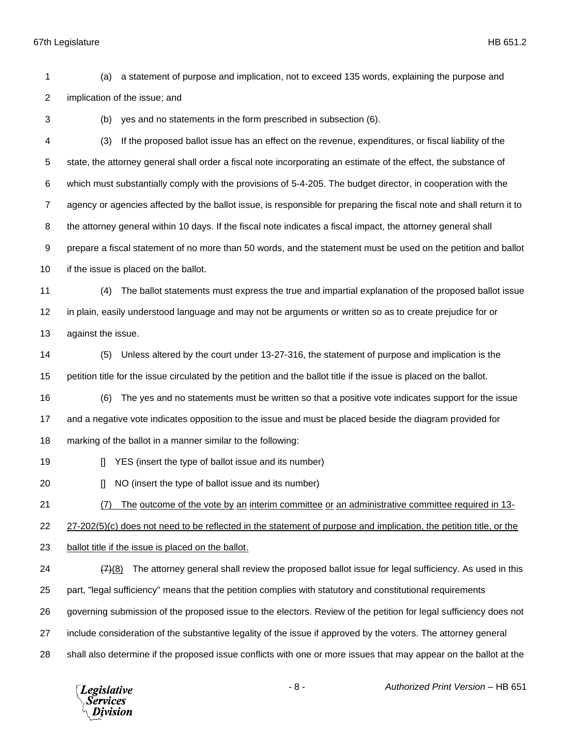(a) a statement of purpose and implication, not to exceed 135 words, explaining the purpose and implication of the issue; and

(b) yes and no statements in the form prescribed in subsection (6).

(3) If the proposed ballot issue has an effect on the revenue, expenditures, or fiscal liability of the state, the attorney general shall order a fiscal note incorporating an estimate of the effect, the substance of which must substantially comply with the provisions of 5-4-205. The budget director, in cooperation with the agency or agencies affected by the ballot issue, is responsible for preparing the fiscal note and shall return it to the attorney general within 10 days. If the fiscal note indicates a fiscal impact, the attorney general shall prepare a fiscal statement of no more than 50 words, and the statement must be used on the petition and ballot if the issue is placed on the ballot.

(4) The ballot statements must express the true and impartial explanation of the proposed ballot issue in plain, easily understood language and may not be arguments or written so as to create prejudice for or against the issue.

(5) Unless altered by the court under 13-27-316, the statement of purpose and implication is the petition title for the issue circulated by the petition and the ballot title if the issue is placed on the ballot.

(6) The yes and no statements must be written so that a positive vote indicates support for the issue and a negative vote indicates opposition to the issue and must be placed beside the diagram provided for marking of the ballot in a manner similar to the following:

[] YES (insert the type of ballot issue and its number)

[] NO (insert the type of ballot issue and its number)

<u>(7) The outcome of the vote by an interim committee or an administrative committee required in 13-27-202(5)(c) does not need to be reflected in the statement of purpose and implication, the petition title, or the ballot title if the issue is placed on the ballot.</u>

~~(7)~~<u>(8)</u> The attorney general shall review the proposed ballot issue for legal sufficiency. As used in this part, "legal sufficiency" means that the petition complies with statutory and constitutional requirements governing submission of the proposed issue to the electors. Review of the petition for legal sufficiency does not include consideration of the substantive legality of the issue if approved by the voters. The attorney general shall also determine if the proposed issue conflicts with one or more issues that may appear on the ballot at the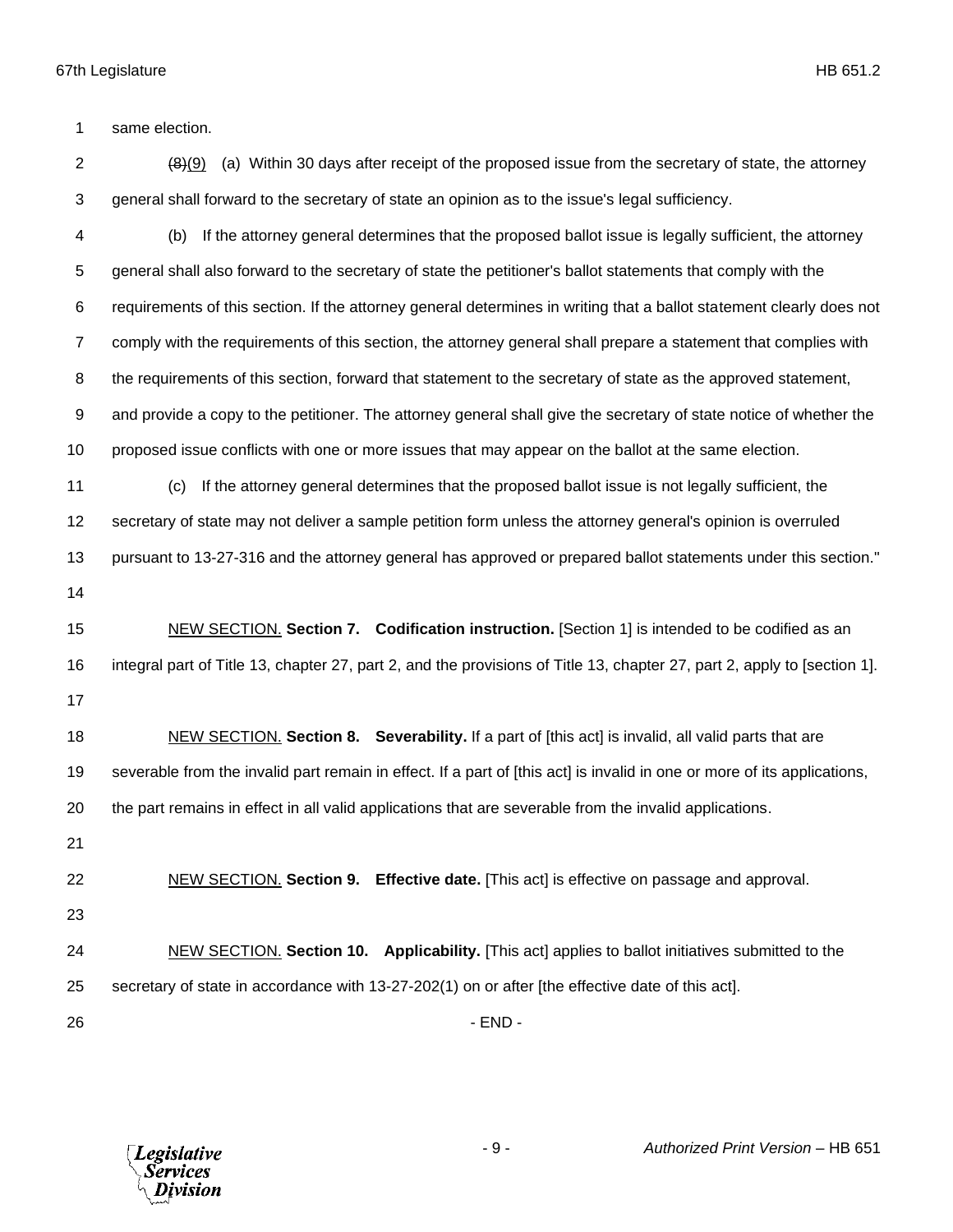same election.

~~(8)~~(9) (a) Within 30 days after receipt of the proposed issue from the secretary of state, the attorney general shall forward to the secretary of state an opinion as to the issue's legal sufficiency.

(b) If the attorney general determines that the proposed ballot issue is legally sufficient, the attorney general shall also forward to the secretary of state the petitioner's ballot statements that comply with the requirements of this section. If the attorney general determines in writing that a ballot statement clearly does not comply with the requirements of this section, the attorney general shall prepare a statement that complies with the requirements of this section, forward that statement to the secretary of state as the approved statement, and provide a copy to the petitioner. The attorney general shall give the secretary of state notice of whether the proposed issue conflicts with one or more issues that may appear on the ballot at the same election.

(c) If the attorney general determines that the proposed ballot issue is not legally sufficient, the secretary of state may not deliver a sample petition form unless the attorney general's opinion is overruled pursuant to 13-27-316 and the attorney general has approved or prepared ballot statements under this section."

NEW SECTION. **Section 7. Codification instruction.** [Section 1] is intended to be codified as an integral part of Title 13, chapter 27, part 2, and the provisions of Title 13, chapter 27, part 2, apply to [section 1].

NEW SECTION. **Section 8. Severability.** If a part of [this act] is invalid, all valid parts that are severable from the invalid part remain in effect. If a part of [this act] is invalid in one or more of its applications, the part remains in effect in all valid applications that are severable from the invalid applications.

NEW SECTION. **Section 9. Effective date.** [This act] is effective on passage and approval.

NEW SECTION. **Section 10. Applicability.** [This act] applies to ballot initiatives submitted to the secretary of state in accordance with 13-27-202(1) on or after [the effective date of this act].

\- END -